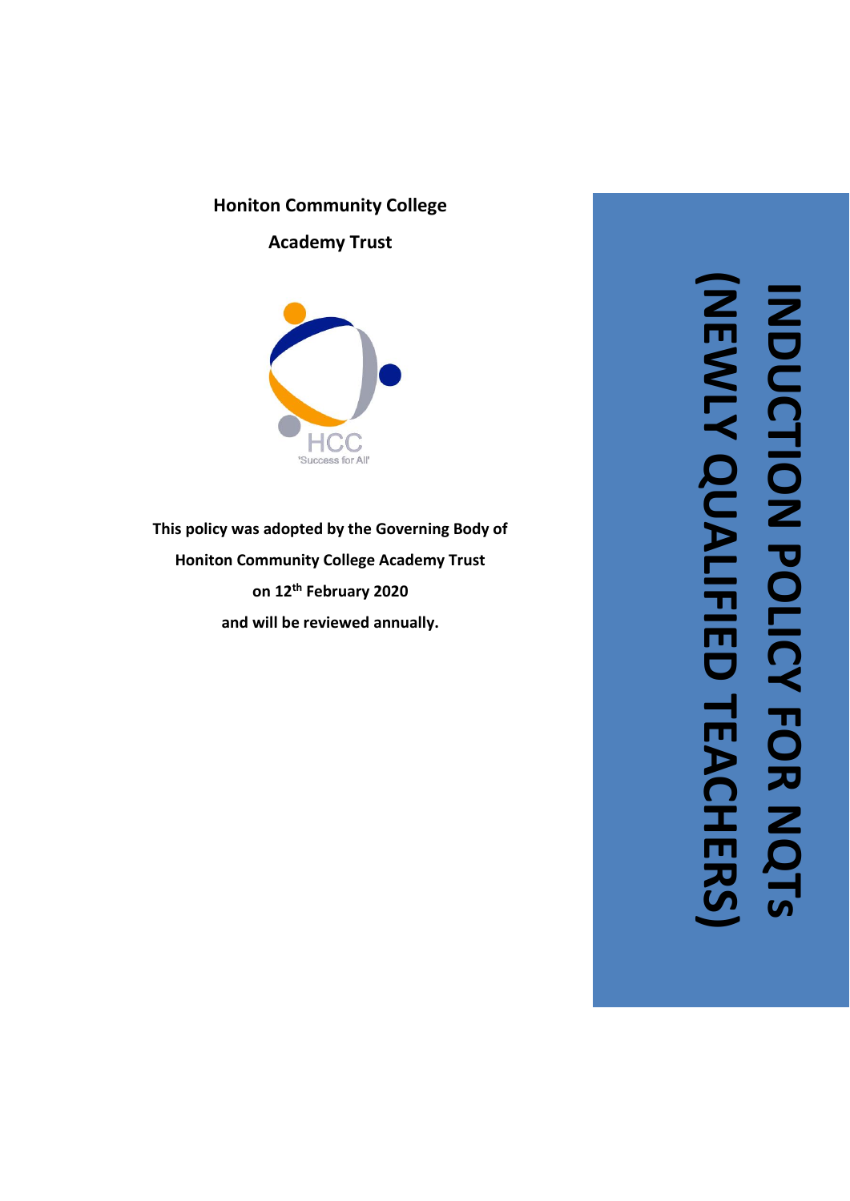# INDUCTION POLICY FOR NQTs (NEWLY QUALIFIED TEACHERS)

**Honiton Community College**

**Academy Trust**

HCC
'Success for All'

**This policy was adopted by the Governing Body of**
**Honiton Community College Academy Trust**
**on 12th February 2020**
**and will be reviewed annually.**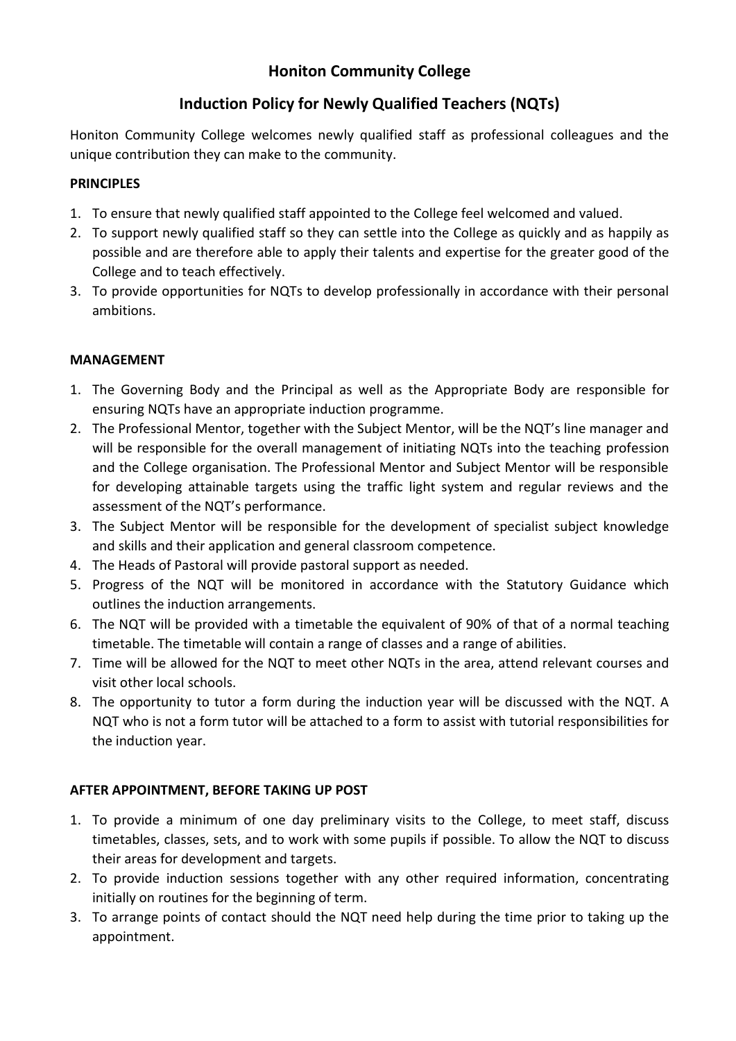# Honiton Community College

## Induction Policy for Newly Qualified Teachers (NQTs)

Honiton Community College welcomes newly qualified staff as professional colleagues and the unique contribution they can make to the community.

### PRINCIPLES

1. To ensure that newly qualified staff appointed to the College feel welcomed and valued.
2. To support newly qualified staff so they can settle into the College as quickly and as happily as possible and are therefore able to apply their talents and expertise for the greater good of the College and to teach effectively.
3. To provide opportunities for NQTs to develop professionally in accordance with their personal ambitions.

### MANAGEMENT

1. The Governing Body and the Principal as well as the Appropriate Body are responsible for ensuring NQTs have an appropriate induction programme.
2. The Professional Mentor, together with the Subject Mentor, will be the NQT's line manager and will be responsible for the overall management of initiating NQTs into the teaching profession and the College organisation. The Professional Mentor and Subject Mentor will be responsible for developing attainable targets using the traffic light system and regular reviews and the assessment of the NQT's performance.
3. The Subject Mentor will be responsible for the development of specialist subject knowledge and skills and their application and general classroom competence.
4. The Heads of Pastoral will provide pastoral support as needed.
5. Progress of the NQT will be monitored in accordance with the Statutory Guidance which outlines the induction arrangements.
6. The NQT will be provided with a timetable the equivalent of 90% of that of a normal teaching timetable. The timetable will contain a range of classes and a range of abilities.
7. Time will be allowed for the NQT to meet other NQTs in the area, attend relevant courses and visit other local schools.
8. The opportunity to tutor a form during the induction year will be discussed with the NQT. A NQT who is not a form tutor will be attached to a form to assist with tutorial responsibilities for the induction year.

### AFTER APPOINTMENT, BEFORE TAKING UP POST

1. To provide a minimum of one day preliminary visits to the College, to meet staff, discuss timetables, classes, sets, and to work with some pupils if possible. To allow the NQT to discuss their areas for development and targets.
2. To provide induction sessions together with any other required information, concentrating initially on routines for the beginning of term.
3. To arrange points of contact should the NQT need help during the time prior to taking up the appointment.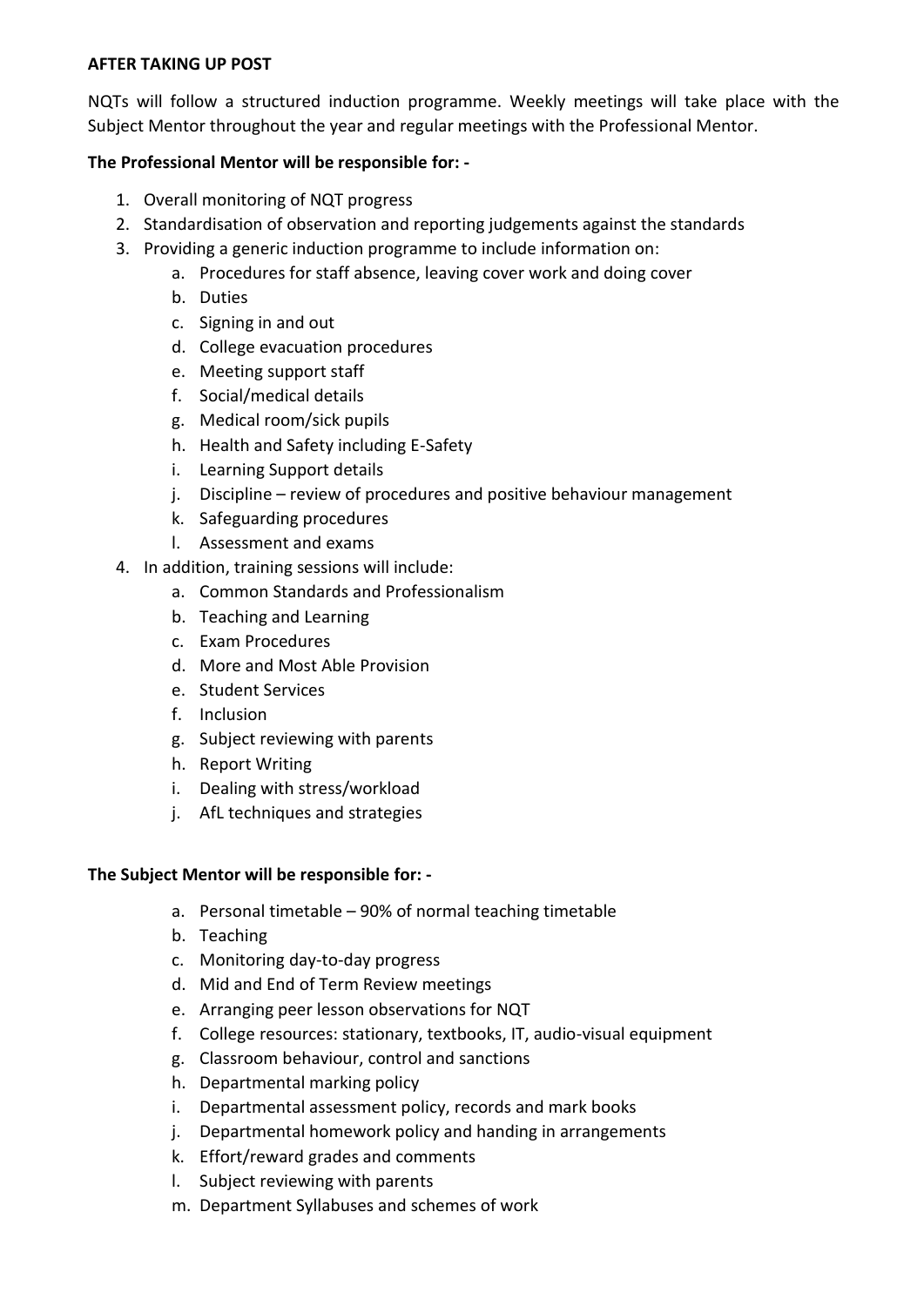**AFTER TAKING UP POST**

NQTs will follow a structured induction programme. Weekly meetings will take place with the Subject Mentor throughout the year and regular meetings with the Professional Mentor.

**The Professional Mentor will be responsible for: -**

1. Overall monitoring of NQT progress
2. Standardisation of observation and reporting judgements against the standards
3. Providing a generic induction programme to include information on:
   a. Procedures for staff absence, leaving cover work and doing cover
   b. Duties
   c. Signing in and out
   d. College evacuation procedures
   e. Meeting support staff
   f. Social/medical details
   g. Medical room/sick pupils
   h. Health and Safety including E-Safety
   i. Learning Support details
   j. Discipline – review of procedures and positive behaviour management
   k. Safeguarding procedures
   l. Assessment and exams
4. In addition, training sessions will include:
   a. Common Standards and Professionalism
   b. Teaching and Learning
   c. Exam Procedures
   d. More and Most Able Provision
   e. Student Services
   f. Inclusion
   g. Subject reviewing with parents
   h. Report Writing
   i. Dealing with stress/workload
   j. AfL techniques and strategies

**The Subject Mentor will be responsible for: -**

a. Personal timetable – 90% of normal teaching timetable
b. Teaching
c. Monitoring day-to-day progress
d. Mid and End of Term Review meetings
e. Arranging peer lesson observations for NQT
f. College resources: stationary, textbooks, IT, audio-visual equipment
g. Classroom behaviour, control and sanctions
h. Departmental marking policy
i. Departmental assessment policy, records and mark books
j. Departmental homework policy and handing in arrangements
k. Effort/reward grades and comments
l. Subject reviewing with parents
m. Department Syllabuses and schemes of work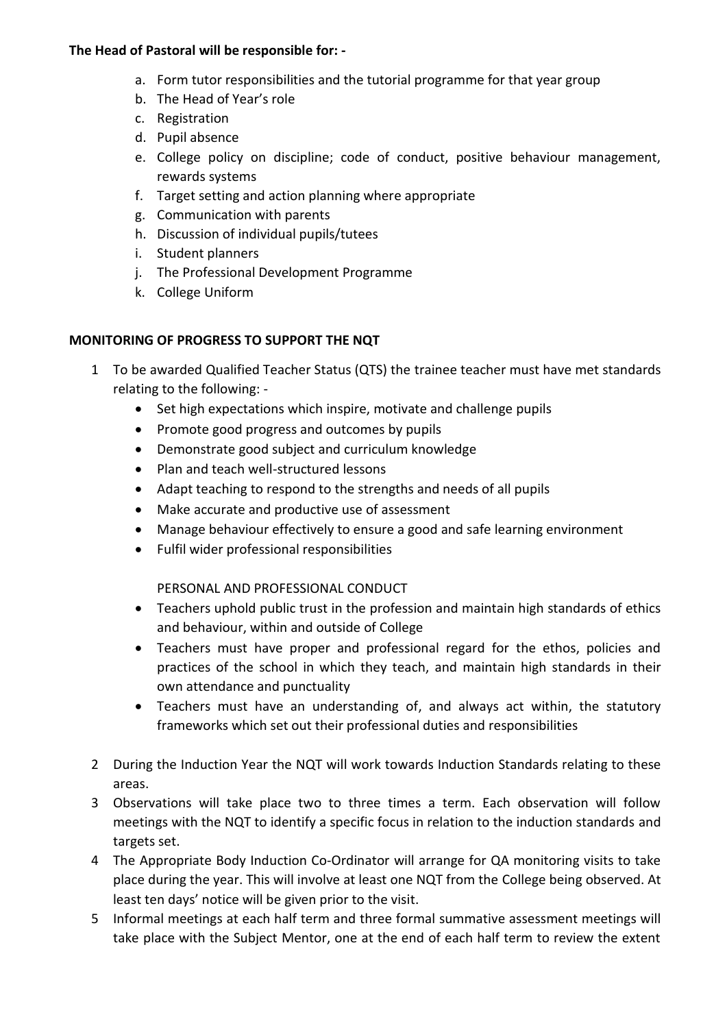**The Head of Pastoral will be responsible for: -**

a. Form tutor responsibilities and the tutorial programme for that year group
b. The Head of Year's role
c. Registration
d. Pupil absence
e. College policy on discipline; code of conduct, positive behaviour management, rewards systems
f. Target setting and action planning where appropriate
g. Communication with parents
h. Discussion of individual pupils/tutees
i. Student planners
j. The Professional Development Programme
k. College Uniform

**MONITORING OF PROGRESS TO SUPPORT THE NQT**

1. To be awarded Qualified Teacher Status (QTS) the trainee teacher must have met standards relating to the following: -
   - Set high expectations which inspire, motivate and challenge pupils
   - Promote good progress and outcomes by pupils
   - Demonstrate good subject and curriculum knowledge
   - Plan and teach well-structured lessons
   - Adapt teaching to respond to the strengths and needs of all pupils
   - Make accurate and productive use of assessment
   - Manage behaviour effectively to ensure a good and safe learning environment
   - Fulfil wider professional responsibilities

   PERSONAL AND PROFESSIONAL CONDUCT
   - Teachers uphold public trust in the profession and maintain high standards of ethics and behaviour, within and outside of College
   - Teachers must have proper and professional regard for the ethos, policies and practices of the school in which they teach, and maintain high standards in their own attendance and punctuality
   - Teachers must have an understanding of, and always act within, the statutory frameworks which set out their professional duties and responsibilities

2. During the Induction Year the NQT will work towards Induction Standards relating to these areas.
3. Observations will take place two to three times a term. Each observation will follow meetings with the NQT to identify a specific focus in relation to the induction standards and targets set.
4. The Appropriate Body Induction Co-Ordinator will arrange for QA monitoring visits to take place during the year. This will involve at least one NQT from the College being observed. At least ten days' notice will be given prior to the visit.
5. Informal meetings at each half term and three formal summative assessment meetings will take place with the Subject Mentor, one at the end of each half term to review the extent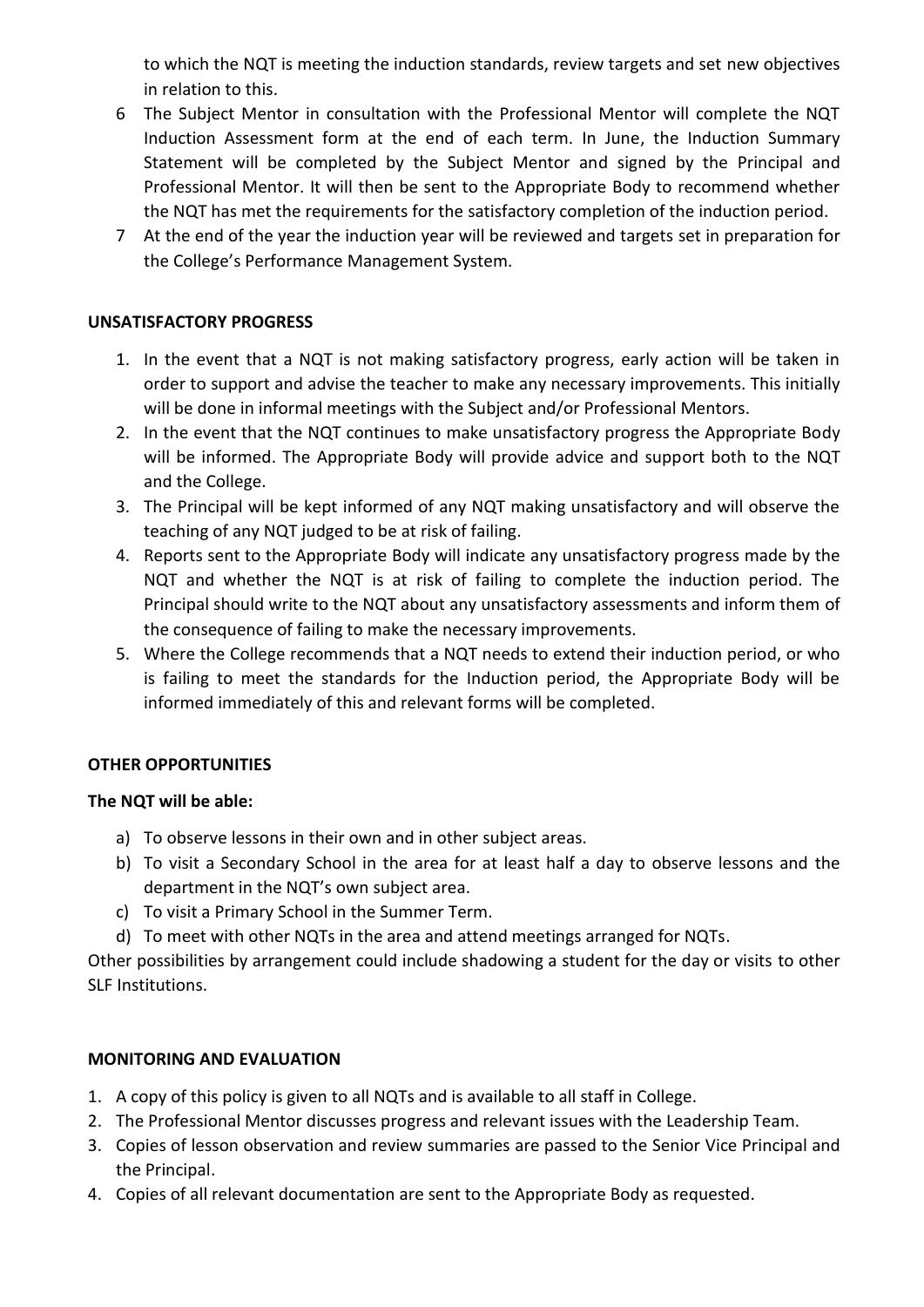to which the NQT is meeting the induction standards, review targets and set new objectives in relation to this.

6 The Subject Mentor in consultation with the Professional Mentor will complete the NQT Induction Assessment form at the end of each term. In June, the Induction Summary Statement will be completed by the Subject Mentor and signed by the Principal and Professional Mentor. It will then be sent to the Appropriate Body to recommend whether the NQT has met the requirements for the satisfactory completion of the induction period.

7 At the end of the year the induction year will be reviewed and targets set in preparation for the College's Performance Management System.

**UNSATISFACTORY PROGRESS**

1. In the event that a NQT is not making satisfactory progress, early action will be taken in order to support and advise the teacher to make any necessary improvements. This initially will be done in informal meetings with the Subject and/or Professional Mentors.
2. In the event that the NQT continues to make unsatisfactory progress the Appropriate Body will be informed. The Appropriate Body will provide advice and support both to the NQT and the College.
3. The Principal will be kept informed of any NQT making unsatisfactory and will observe the teaching of any NQT judged to be at risk of failing.
4. Reports sent to the Appropriate Body will indicate any unsatisfactory progress made by the NQT and whether the NQT is at risk of failing to complete the induction period. The Principal should write to the NQT about any unsatisfactory assessments and inform them of the consequence of failing to make the necessary improvements.
5. Where the College recommends that a NQT needs to extend their induction period, or who is failing to meet the standards for the Induction period, the Appropriate Body will be informed immediately of this and relevant forms will be completed.

**OTHER OPPORTUNITIES**

**The NQT will be able:**

a) To observe lessons in their own and in other subject areas.
b) To visit a Secondary School in the area for at least half a day to observe lessons and the department in the NQT's own subject area.
c) To visit a Primary School in the Summer Term.
d) To meet with other NQTs in the area and attend meetings arranged for NQTs.

Other possibilities by arrangement could include shadowing a student for the day or visits to other SLF Institutions.

**MONITORING AND EVALUATION**

1. A copy of this policy is given to all NQTs and is available to all staff in College.
2. The Professional Mentor discusses progress and relevant issues with the Leadership Team.
3. Copies of lesson observation and review summaries are passed to the Senior Vice Principal and the Principal.
4. Copies of all relevant documentation are sent to the Appropriate Body as requested.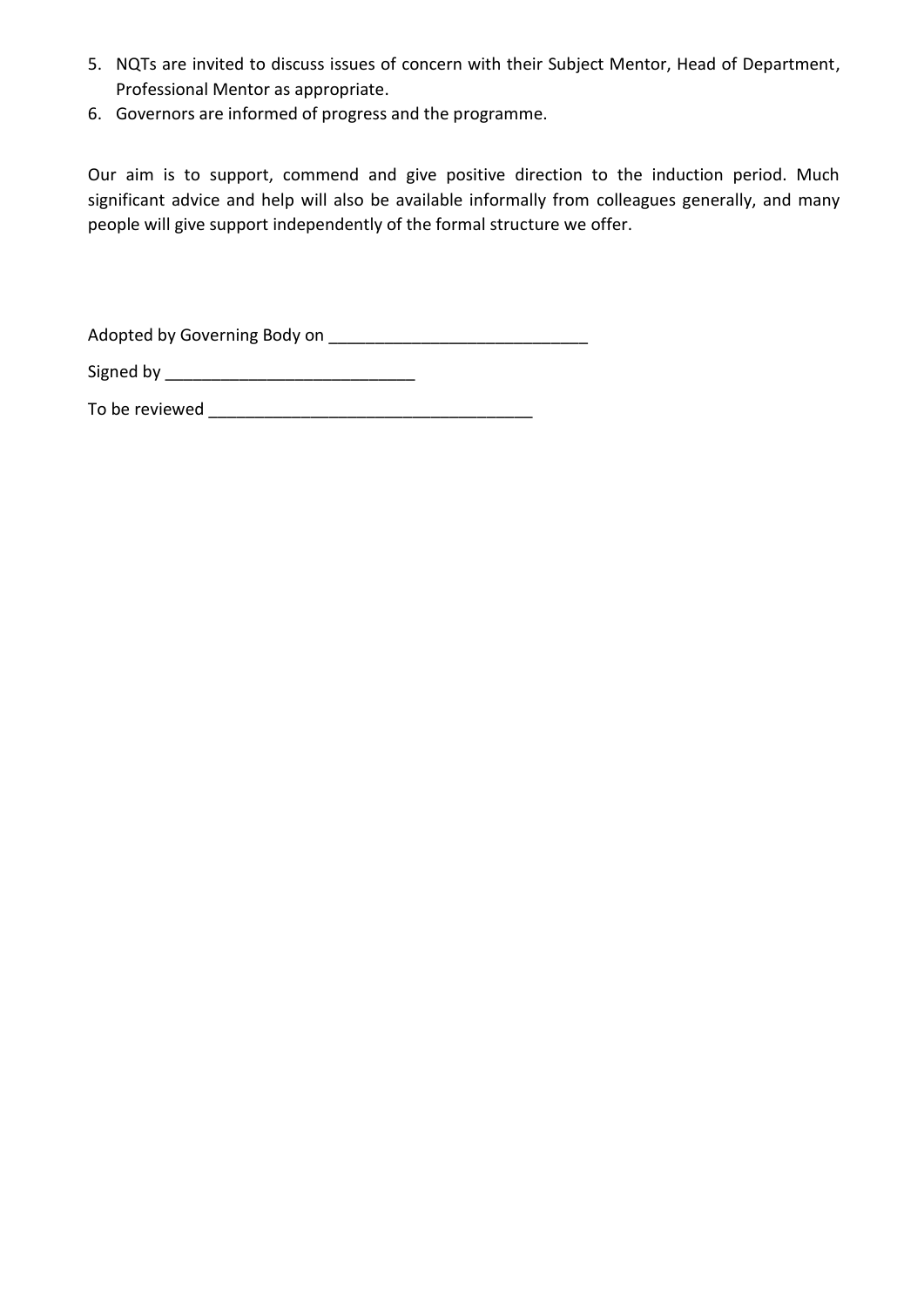5. NQTs are invited to discuss issues of concern with their Subject Mentor, Head of Department, Professional Mentor as appropriate.
6. Governors are informed of progress and the programme.

Our aim is to support, commend and give positive direction to the induction period. Much significant advice and help will also be available informally from colleagues generally, and many people will give support independently of the formal structure we offer.

Adopted by Governing Body on ____________________________

Signed by ___________________________

To be reviewed ___________________________________